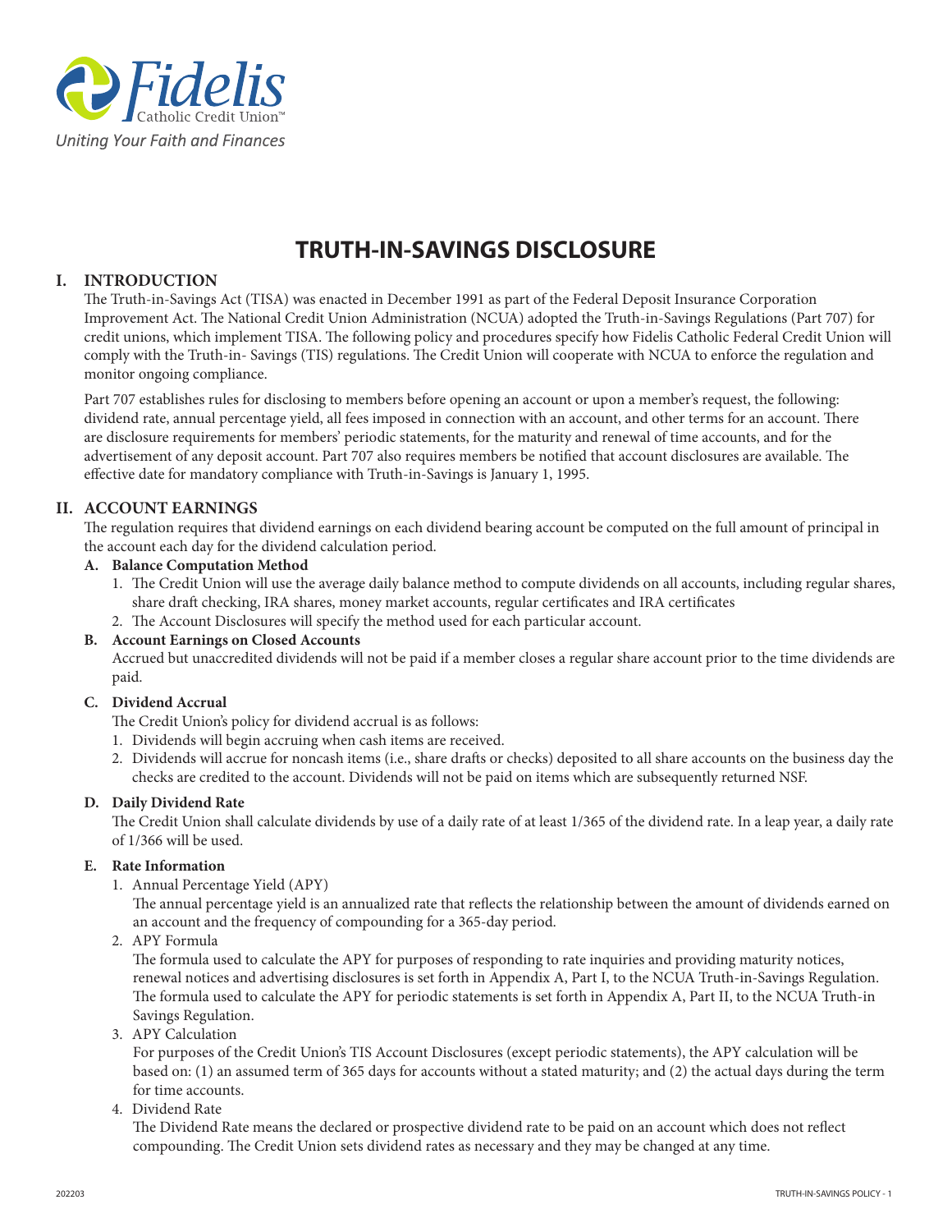Fidelis Catholic Credit Union™

*Uniting Your Faith and Finances*

# TRUTH-IN-SAVINGS DISCLOSURE

## I. INTRODUCTION

The Truth-in-Savings Act (TISA) was enacted in December 1991 as part of the Federal Deposit Insurance Corporation Improvement Act. The National Credit Union Administration (NCUA) adopted the Truth-in-Savings Regulations (Part 707) for credit unions, which implement TISA. The following policy and procedures specify how Fidelis Catholic Federal Credit Union will comply with the Truth-in- Savings (TIS) regulations. The Credit Union will cooperate with NCUA to enforce the regulation and monitor ongoing compliance.

Part 707 establishes rules for disclosing to members before opening an account or upon a member's request, the following: dividend rate, annual percentage yield, all fees imposed in connection with an account, and other terms for an account. There are disclosure requirements for members' periodic statements, for the maturity and renewal of time accounts, and for the advertisement of any deposit account. Part 707 also requires members be notified that account disclosures are available. The effective date for mandatory compliance with Truth-in-Savings is January 1, 1995.

## II. ACCOUNT EARNINGS

The regulation requires that dividend earnings on each dividend bearing account be computed on the full amount of principal in the account each day for the dividend calculation period.

### A. Balance Computation Method

1. The Credit Union will use the average daily balance method to compute dividends on all accounts, including regular shares, share draft checking, IRA shares, money market accounts, regular certificates and IRA certificates
2. The Account Disclosures will specify the method used for each particular account.

### B. Account Earnings on Closed Accounts

Accrued but unaccredited dividends will not be paid if a member closes a regular share account prior to the time dividends are paid.

### C. Dividend Accrual

The Credit Union's policy for dividend accrual is as follows:

1. Dividends will begin accruing when cash items are received.
2. Dividends will accrue for noncash items (i.e., share drafts or checks) deposited to all share accounts on the business day the checks are credited to the account. Dividends will not be paid on items which are subsequently returned NSF.

### D. Daily Dividend Rate

The Credit Union shall calculate dividends by use of a daily rate of at least 1/365 of the dividend rate. In a leap year, a daily rate of 1/366 will be used.

### E. Rate Information

1. Annual Percentage Yield (APY)

   The annual percentage yield is an annualized rate that reflects the relationship between the amount of dividends earned on an account and the frequency of compounding for a 365-day period.

2. APY Formula

   The formula used to calculate the APY for purposes of responding to rate inquiries and providing maturity notices, renewal notices and advertising disclosures is set forth in Appendix A, Part I, to the NCUA Truth-in-Savings Regulation. The formula used to calculate the APY for periodic statements is set forth in Appendix A, Part II, to the NCUA Truth-in Savings Regulation.

3. APY Calculation

   For purposes of the Credit Union's TIS Account Disclosures (except periodic statements), the APY calculation will be based on: (1) an assumed term of 365 days for accounts without a stated maturity; and (2) the actual days during the term for time accounts.

4. Dividend Rate

   The Dividend Rate means the declared or prospective dividend rate to be paid on an account which does not reflect compounding. The Credit Union sets dividend rates as necessary and they may be changed at any time.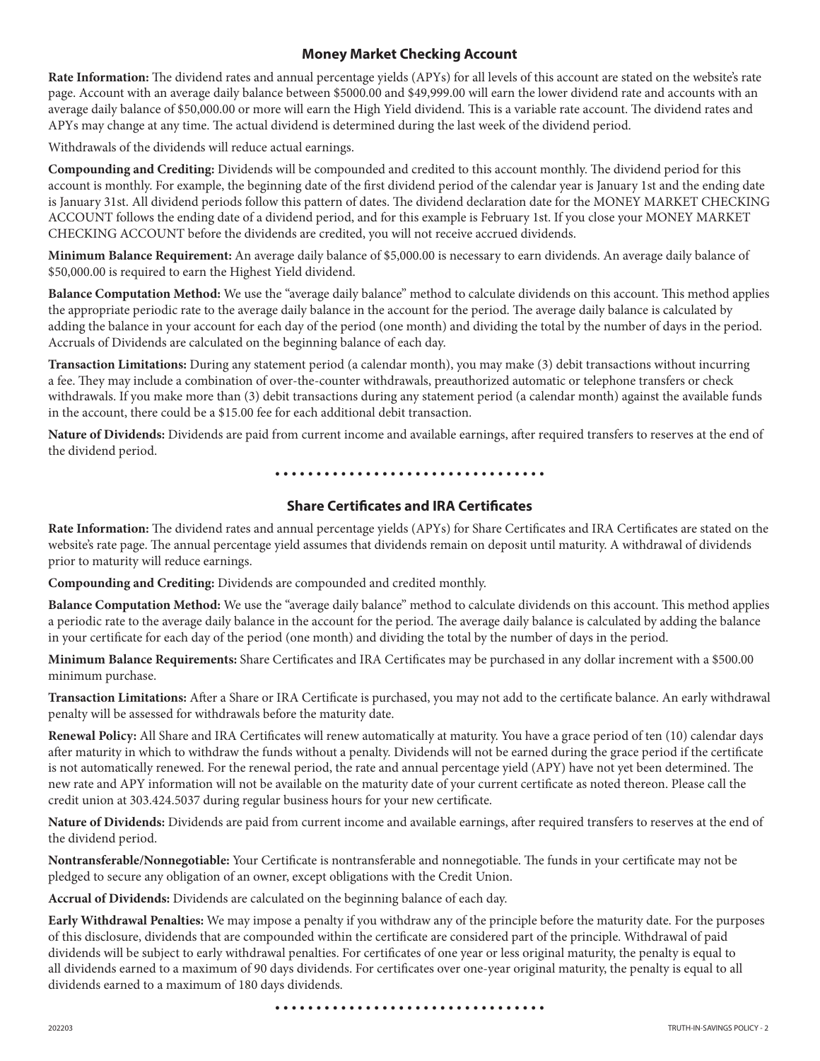## Money Market Checking Account

**Rate Information:** The dividend rates and annual percentage yields (APYs) for all levels of this account are stated on the website's rate page. Account with an average daily balance between $5000.00 and $49,999.00 will earn the lower dividend rate and accounts with an average daily balance of $50,000.00 or more will earn the High Yield dividend. This is a variable rate account. The dividend rates and APYs may change at any time. The actual dividend is determined during the last week of the dividend period.

Withdrawals of the dividends will reduce actual earnings.

**Compounding and Crediting:** Dividends will be compounded and credited to this account monthly. The dividend period for this account is monthly. For example, the beginning date of the first dividend period of the calendar year is January 1st and the ending date is January 31st. All dividend periods follow this pattern of dates. The dividend declaration date for the MONEY MARKET CHECKING ACCOUNT follows the ending date of a dividend period, and for this example is February 1st. If you close your MONEY MARKET CHECKING ACCOUNT before the dividends are credited, you will not receive accrued dividends.

**Minimum Balance Requirement:** An average daily balance of $5,000.00 is necessary to earn dividends. An average daily balance of $50,000.00 is required to earn the Highest Yield dividend.

**Balance Computation Method:** We use the "average daily balance" method to calculate dividends on this account. This method applies the appropriate periodic rate to the average daily balance in the account for the period. The average daily balance is calculated by adding the balance in your account for each day of the period (one month) and dividing the total by the number of days in the period. Accruals of Dividends are calculated on the beginning balance of each day.

**Transaction Limitations:** During any statement period (a calendar month), you may make (3) debit transactions without incurring a fee. They may include a combination of over-the-counter withdrawals, preauthorized automatic or telephone transfers or check withdrawals. If you make more than (3) debit transactions during any statement period (a calendar month) against the available funds in the account, there could be a $15.00 fee for each additional debit transaction.

**Nature of Dividends:** Dividends are paid from current income and available earnings, after required transfers to reserves at the end of the dividend period.

## Share Certificates and IRA Certificates

**Rate Information:** The dividend rates and annual percentage yields (APYs) for Share Certificates and IRA Certificates are stated on the website's rate page. The annual percentage yield assumes that dividends remain on deposit until maturity. A withdrawal of dividends prior to maturity will reduce earnings.

**Compounding and Crediting:** Dividends are compounded and credited monthly.

**Balance Computation Method:** We use the "average daily balance" method to calculate dividends on this account. This method applies a periodic rate to the average daily balance in the account for the period. The average daily balance is calculated by adding the balance in your certificate for each day of the period (one month) and dividing the total by the number of days in the period.

**Minimum Balance Requirements:** Share Certificates and IRA Certificates may be purchased in any dollar increment with a $500.00 minimum purchase.

**Transaction Limitations:** After a Share or IRA Certificate is purchased, you may not add to the certificate balance. An early withdrawal penalty will be assessed for withdrawals before the maturity date.

**Renewal Policy:** All Share and IRA Certificates will renew automatically at maturity. You have a grace period of ten (10) calendar days after maturity in which to withdraw the funds without a penalty. Dividends will not be earned during the grace period if the certificate is not automatically renewed. For the renewal period, the rate and annual percentage yield (APY) have not yet been determined. The new rate and APY information will not be available on the maturity date of your current certificate as noted thereon. Please call the credit union at 303.424.5037 during regular business hours for your new certificate.

**Nature of Dividends:** Dividends are paid from current income and available earnings, after required transfers to reserves at the end of the dividend period.

**Nontransferable/Nonnegotiable:** Your Certificate is nontransferable and nonnegotiable. The funds in your certificate may not be pledged to secure any obligation of an owner, except obligations with the Credit Union.

**Accrual of Dividends:** Dividends are calculated on the beginning balance of each day.

**Early Withdrawal Penalties:** We may impose a penalty if you withdraw any of the principle before the maturity date. For the purposes of this disclosure, dividends that are compounded within the certificate are considered part of the principle. Withdrawal of paid dividends will be subject to early withdrawal penalties. For certificates of one year or less original maturity, the penalty is equal to all dividends earned to a maximum of 90 days dividends. For certificates over one-year original maturity, the penalty is equal to all dividends earned to a maximum of 180 days dividends.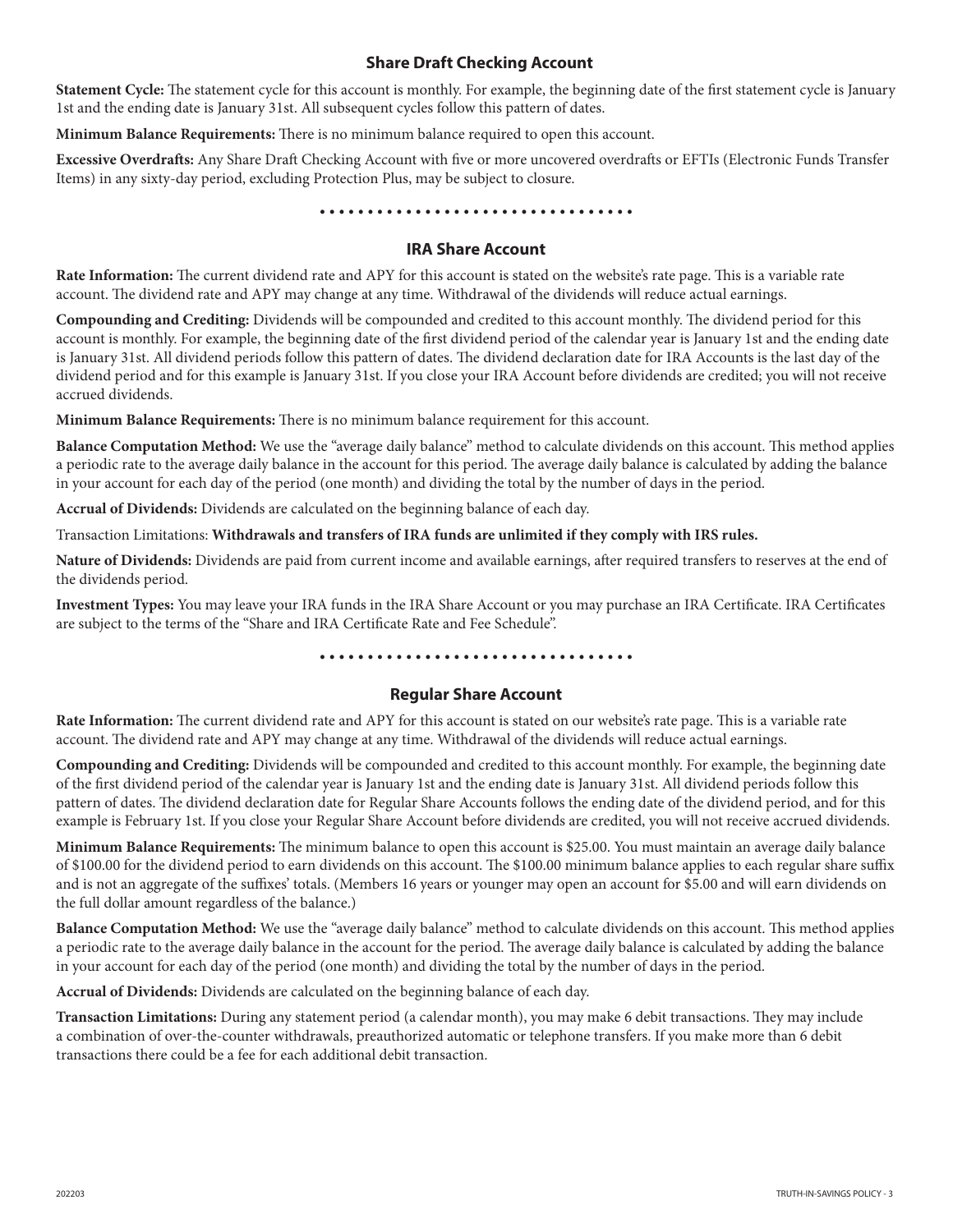## Share Draft Checking Account

**Statement Cycle:** The statement cycle for this account is monthly. For example, the beginning date of the first statement cycle is January 1st and the ending date is January 31st. All subsequent cycles follow this pattern of dates.

**Minimum Balance Requirements:** There is no minimum balance required to open this account.

**Excessive Overdrafts:** Any Share Draft Checking Account with five or more uncovered overdrafts or EFTIs (Electronic Funds Transfer Items) in any sixty-day period, excluding Protection Plus, may be subject to closure.

---

## IRA Share Account

**Rate Information:** The current dividend rate and APY for this account is stated on the website's rate page. This is a variable rate account. The dividend rate and APY may change at any time. Withdrawal of the dividends will reduce actual earnings.

**Compounding and Crediting:** Dividends will be compounded and credited to this account monthly. The dividend period for this account is monthly. For example, the beginning date of the first dividend period of the calendar year is January 1st and the ending date is January 31st. All dividend periods follow this pattern of dates. The dividend declaration date for IRA Accounts is the last day of the dividend period and for this example is January 31st. If you close your IRA Account before dividends are credited; you will not receive accrued dividends.

**Minimum Balance Requirements:** There is no minimum balance requirement for this account.

**Balance Computation Method:** We use the "average daily balance" method to calculate dividends on this account. This method applies a periodic rate to the average daily balance in the account for this period. The average daily balance is calculated by adding the balance in your account for each day of the period (one month) and dividing the total by the number of days in the period.

**Accrual of Dividends:** Dividends are calculated on the beginning balance of each day.

Transaction Limitations: **Withdrawals and transfers of IRA funds are unlimited if they comply with IRS rules.**

**Nature of Dividends:** Dividends are paid from current income and available earnings, after required transfers to reserves at the end of the dividends period.

**Investment Types:** You may leave your IRA funds in the IRA Share Account or you may purchase an IRA Certificate. IRA Certificates are subject to the terms of the "Share and IRA Certificate Rate and Fee Schedule".

---

## Regular Share Account

**Rate Information:** The current dividend rate and APY for this account is stated on our website's rate page. This is a variable rate account. The dividend rate and APY may change at any time. Withdrawal of the dividends will reduce actual earnings.

**Compounding and Crediting:** Dividends will be compounded and credited to this account monthly. For example, the beginning date of the first dividend period of the calendar year is January 1st and the ending date is January 31st. All dividend periods follow this pattern of dates. The dividend declaration date for Regular Share Accounts follows the ending date of the dividend period, and for this example is February 1st. If you close your Regular Share Account before dividends are credited, you will not receive accrued dividends.

**Minimum Balance Requirements:** The minimum balance to open this account is $25.00. You must maintain an average daily balance of $100.00 for the dividend period to earn dividends on this account. The $100.00 minimum balance applies to each regular share suffix and is not an aggregate of the suffixes' totals. (Members 16 years or younger may open an account for $5.00 and will earn dividends on the full dollar amount regardless of the balance.)

**Balance Computation Method:** We use the "average daily balance" method to calculate dividends on this account. This method applies a periodic rate to the average daily balance in the account for the period. The average daily balance is calculated by adding the balance in your account for each day of the period (one month) and dividing the total by the number of days in the period.

**Accrual of Dividends:** Dividends are calculated on the beginning balance of each day.

**Transaction Limitations:** During any statement period (a calendar month), you may make 6 debit transactions. They may include a combination of over-the-counter withdrawals, preauthorized automatic or telephone transfers. If you make more than 6 debit transactions there could be a fee for each additional debit transaction.

202203